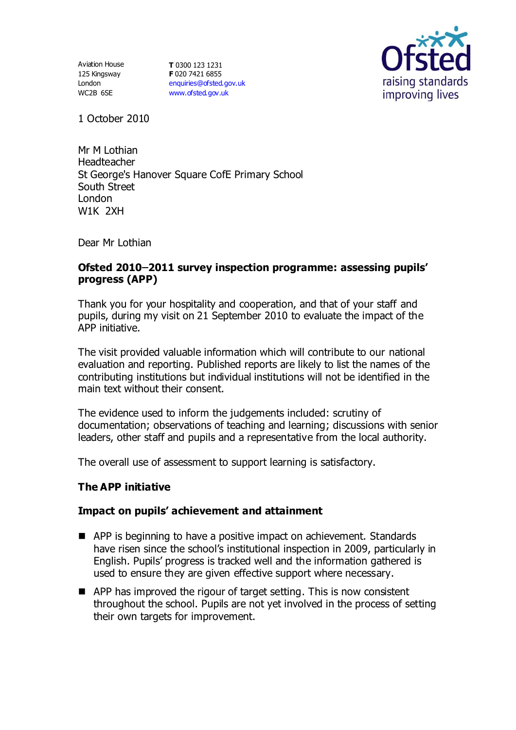Aviation House
125 Kingsway
London
WC2B 6SE

**T** 0300 123 1231
**F** 020 7421 6855
enquiries@ofsted.gov.uk
www.ofsted.gov.uk

Ofsted
raising standards
improving lives

1 October 2010

Mr M Lothian
Headteacher
St George's Hanover Square CofE Primary School
South Street
London
W1K 2XH

Dear Mr Lothian

**Ofsted 2010–2011 survey inspection programme: assessing pupils' progress (APP)**

Thank you for your hospitality and cooperation, and that of your staff and pupils, during my visit on 21 September 2010 to evaluate the impact of the APP initiative.

The visit provided valuable information which will contribute to our national evaluation and reporting. Published reports are likely to list the names of the contributing institutions but individual institutions will not be identified in the main text without their consent.

The evidence used to inform the judgements included: scrutiny of documentation; observations of teaching and learning; discussions with senior leaders, other staff and pupils and a representative from the local authority.

The overall use of assessment to support learning is satisfactory.

## The APP initiative

### Impact on pupils' achievement and attainment

- APP is beginning to have a positive impact on achievement. Standards have risen since the school's institutional inspection in 2009, particularly in English. Pupils' progress is tracked well and the information gathered is used to ensure they are given effective support where necessary.
- APP has improved the rigour of target setting. This is now consistent throughout the school. Pupils are not yet involved in the process of setting their own targets for improvement.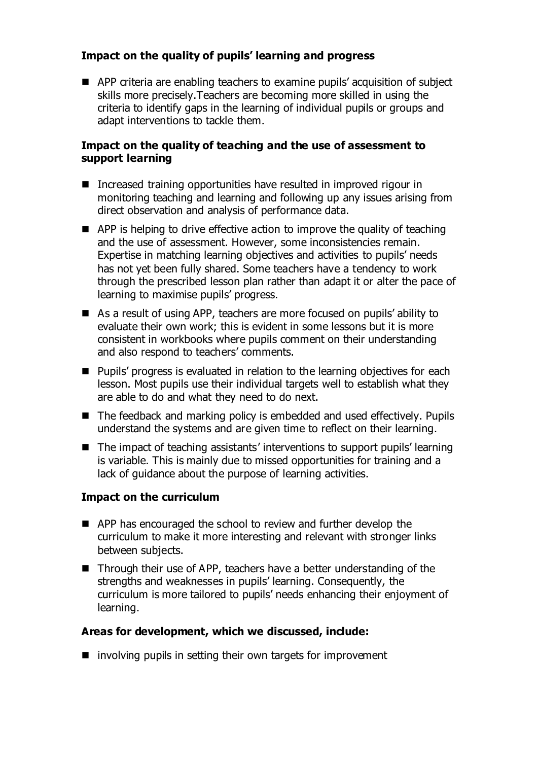**Impact on the quality of pupils' learning and progress**

- APP criteria are enabling teachers to examine pupils' acquisition of subject skills more precisely.Teachers are becoming more skilled in using the criteria to identify gaps in the learning of individual pupils or groups and adapt interventions to tackle them.

**Impact on the quality of teaching and the use of assessment to support learning**

- Increased training opportunities have resulted in improved rigour in monitoring teaching and learning and following up any issues arising from direct observation and analysis of performance data.
- APP is helping to drive effective action to improve the quality of teaching and the use of assessment. However, some inconsistencies remain. Expertise in matching learning objectives and activities to pupils' needs has not yet been fully shared. Some teachers have a tendency to work through the prescribed lesson plan rather than adapt it or alter the pace of learning to maximise pupils' progress.
- As a result of using APP, teachers are more focused on pupils' ability to evaluate their own work; this is evident in some lessons but it is more consistent in workbooks where pupils comment on their understanding and also respond to teachers' comments.
- Pupils' progress is evaluated in relation to the learning objectives for each lesson. Most pupils use their individual targets well to establish what they are able to do and what they need to do next.
- The feedback and marking policy is embedded and used effectively. Pupils understand the systems and are given time to reflect on their learning.
- The impact of teaching assistants' interventions to support pupils' learning is variable. This is mainly due to missed opportunities for training and a lack of guidance about the purpose of learning activities.

**Impact on the curriculum**

- APP has encouraged the school to review and further develop the curriculum to make it more interesting and relevant with stronger links between subjects.
- Through their use of APP, teachers have a better understanding of the strengths and weaknesses in pupils' learning. Consequently, the curriculum is more tailored to pupils' needs enhancing their enjoyment of learning.

**Areas for development, which we discussed, include:**

- involving pupils in setting their own targets for improvement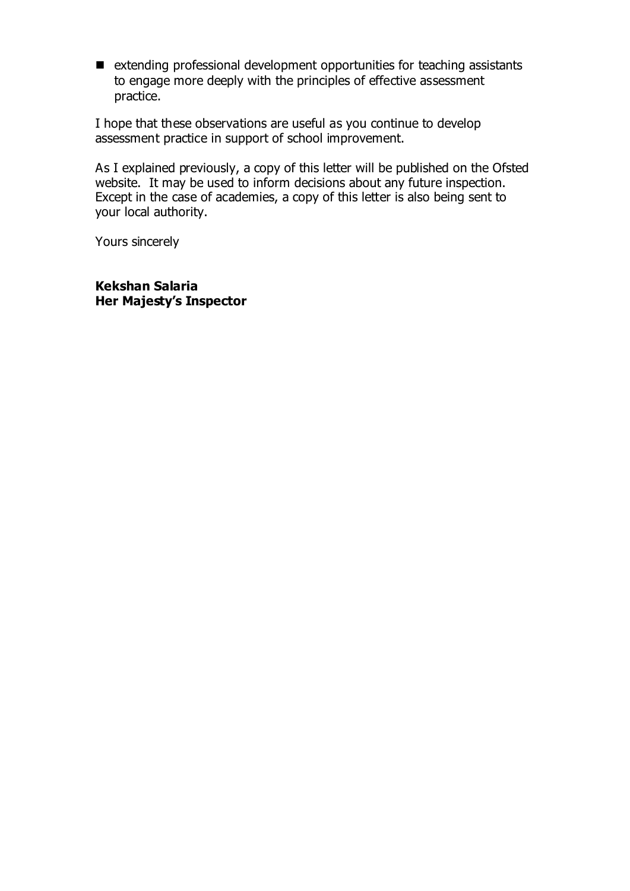- extending professional development opportunities for teaching assistants to engage more deeply with the principles of effective assessment practice.

I hope that these observations are useful as you continue to develop assessment practice in support of school improvement.

As I explained previously, a copy of this letter will be published on the Ofsted website. It may be used to inform decisions about any future inspection. Except in the case of academies, a copy of this letter is also being sent to your local authority.

Yours sincerely

**Kekshan Salaria**
**Her Majesty's Inspector**